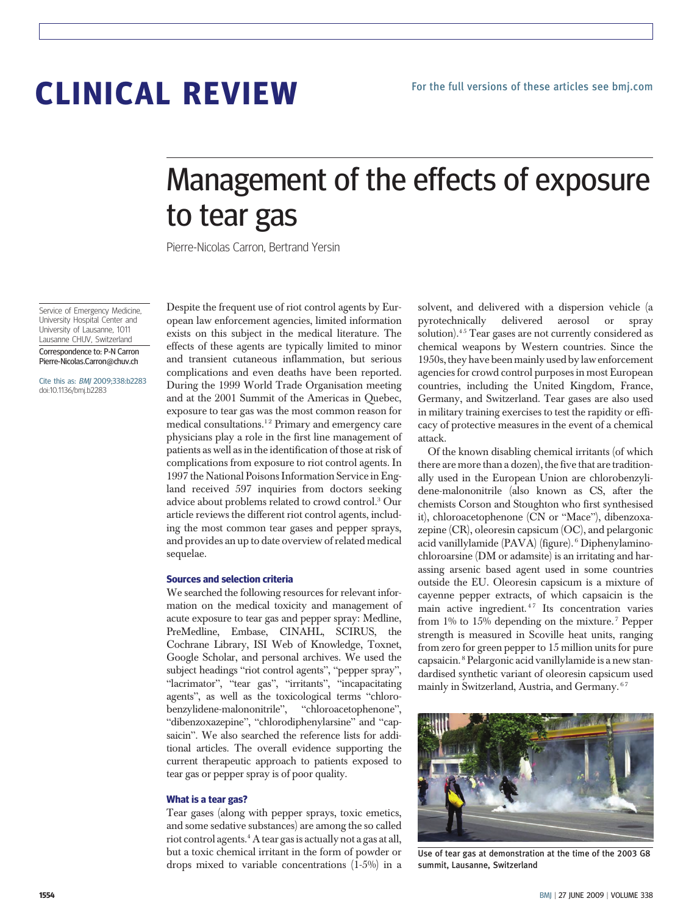# CLINICAL REVIEW

For the full versions of these articles see bmj.com

# Management of the effects of exposure to tear gas

Pierre-Nicolas Carron, Bertrand Yersin

Service of Emergency Medicine, University Hospital Center and University of Lausanne, 1011 Lausanne CHUV, Switzerland

Correspondence to: P-N Carron Pierre-Nicolas.Carron@chuv.ch

Cite this as: *BMJ* 2009;338:b2283 doi:10.1136/bmj.b2283

Despite the frequent use of riot control agents by European law enforcement agencies, limited information exists on this subject in the medical literature. The effects of these agents are typically limited to minor and transient cutaneous inflammation, but serious complications and even deaths have been reported. During the 1999 World Trade Organisation meeting and at the 2001 Summit of the Americas in Quebec, exposure to tear gas was the most common reason for medical consultations.[1,2] Primary and emergency care physicians play a role in the first line management of patients as well as in the identification of those at risk of complications from exposure to riot control agents. In 1997 the National Poisons Information Service in England received 597 inquiries from doctors seeking advice about problems related to crowd control.[3] Our article reviews the different riot control agents, including the most common tear gases and pepper sprays, and provides an up to date overview of related medical sequelae.

### Sources and selection criteria

We searched the following resources for relevant information on the medical toxicity and management of acute exposure to tear gas and pepper spray: Medline, PreMedline, Embase, CINAHL, SCIRUS, the Cochrane Library, ISI Web of Knowledge, Toxnet, Google Scholar, and personal archives. We used the subject headings "riot control agents", "pepper spray", "lacrimator", "tear gas", "irritants", "incapacitating agents", as well as the toxicological terms "chlorobenzylidene-malononitrile", "chloroacetophenone", "dibenzoxazepine", "chlorodiphenylarsine" and "capsaicin". We also searched the reference lists for additional articles. The overall evidence supporting the current therapeutic approach to patients exposed to tear gas or pepper spray is of poor quality.

### What is a tear gas?

Tear gases (along with pepper sprays, toxic emetics, and some sedative substances) are among the so called riot control agents.[4] A tear gas is actually not a gas at all, but a toxic chemical irritant in the form of powder or drops mixed to variable concentrations (1-5%) in a solvent, and delivered with a dispersion vehicle (a pyrotechnically delivered aerosol or spray solution).[4,5] Tear gases are not currently considered as chemical weapons by Western countries. Since the 1950s, they have been mainly used by law enforcement agencies for crowd control purposes in most European countries, including the United Kingdom, France, Germany, and Switzerland. Tear gases are also used in military training exercises to test the rapidity or efficacy of protective measures in the event of a chemical attack.

Of the known disabling chemical irritants (of which there are more than a dozen), the five that are traditionally used in the European Union are chlorobenzylidene-malononitrile (also known as CS, after the chemists Corson and Stoughton who first synthesised it), chloroacetophenone (CN or "Mace"), dibenzoxazepine (CR), oleoresin capsicum (OC), and pelargonic acid vanillylamide (PAVA) (figure).[6] Diphenylaminochloroarsine (DM or adamsite) is an irritating and harassing arsenic based agent used in some countries outside the EU. Oleoresin capsicum is a mixture of cayenne pepper extracts, of which capsaicin is the main active ingredient.[4,7] Its concentration varies from 1% to 15% depending on the mixture.[7] Pepper strength is measured in Scoville heat units, ranging from zero for green pepper to 15 million units for pure capsaicin.[8] Pelargonic acid vanillylamide is a new standardised synthetic variant of oleoresin capsicum used mainly in Switzerland, Austria, and Germany.[6,7]

Use of tear gas at demonstration at the time of the 2003 G8 summit, Lausanne, Switzerland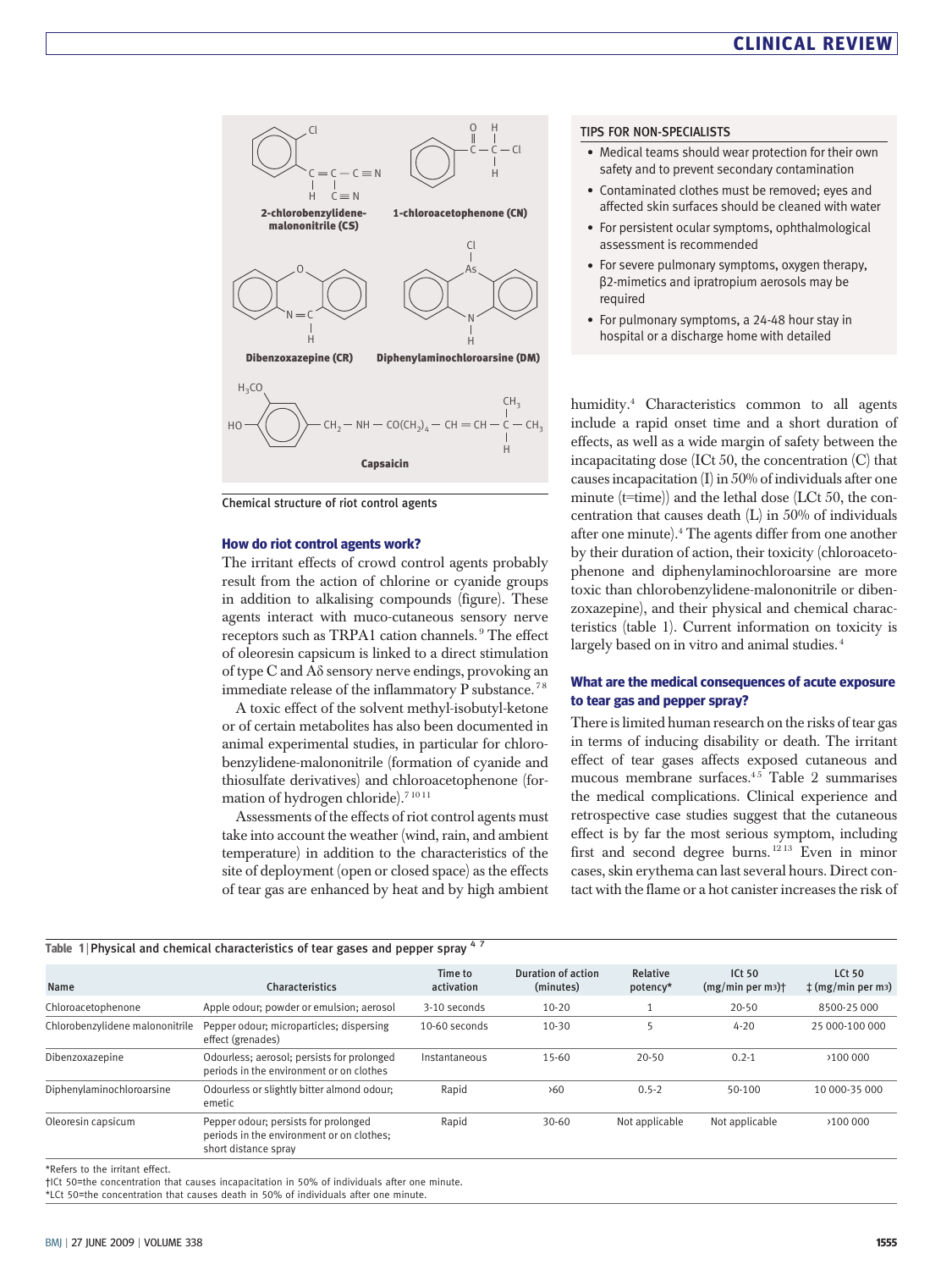Chemical structure of riot control agents

## How do riot control agents work?

The irritant effects of crowd control agents probably result from the action of chlorine or cyanide groups in addition to alkalising compounds (figure). These agents interact with muco-cutaneous sensory nerve receptors such as TRPA1 cation channels.[9] The effect of oleoresin capsicum is linked to a direct stimulation of type C and Aδ sensory nerve endings, provoking an immediate release of the inflammatory P substance.[7,8]

A toxic effect of the solvent methyl-isobutyl-ketone or of certain metabolites has also been documented in animal experimental studies, in particular for chlorobenzylidene-malononitrile (formation of cyanide and thiosulfate derivatives) and chloroacetophenone (formation of hydrogen chloride).[7,10,11]

Assessments of the effects of riot control agents must take into account the weather (wind, rain, and ambient temperature) in addition to the characteristics of the site of deployment (open or closed space) as the effects of tear gas are enhanced by heat and by high ambient humidity.[4] Characteristics common to all agents include a rapid onset time and a short duration of effects, as well as a wide margin of safety between the incapacitating dose (ICt 50, the concentration (C) that causes incapacitation (I) in 50% of individuals after one minute (t=time)) and the lethal dose (LCt 50, the concentration that causes death (L) in 50% of individuals after one minute).[4] The agents differ from one another by their duration of action, their toxicity (chloroacetophenone and diphenylaminochloroarsine are more toxic than chlorobenzylidene-malononitrile or dibenzoxazepine), and their physical and chemical characteristics (table 1). Current information on toxicity is largely based on in vitro and animal studies.[4]

## What are the medical consequences of acute exposure to tear gas and pepper spray?

There is limited human research on the risks of tear gas in terms of inducing disability or death. The irritant effect of tear gases affects exposed cutaneous and mucous membrane surfaces.[4,5] Table 2 summarises the medical complications. Clinical experience and retrospective case studies suggest that the cutaneous effect is by far the most serious symptom, including first and second degree burns.[12,13] Even in minor cases, skin erythema can last several hours. Direct contact with the flame or a hot canister increases the risk of

**TIPS FOR NON-SPECIALISTS**

- Medical teams should wear protection for their own safety and to prevent secondary contamination
- Contaminated clothes must be removed; eyes and affected skin surfaces should be cleaned with water
- For persistent ocular symptoms, ophthalmological assessment is recommended
- For severe pulmonary symptoms, oxygen therapy, β2-mimetics and ipratropium aerosols may be required
- For pulmonary symptoms, a 24-48 hour stay in hospital or a discharge home with detailed

**Table 1 | Physical and chemical characteristics of tear gases and pepper spray [4,7]**

| Name | Characteristics | Time to activation | Duration of action (minutes) | Relative potency* | ICt 50 (mg/min per m³)† | LCt 50 ‡ (mg/min per m³) |
|---|---|---|---|---|---|---|
| Chloroacetophenone | Apple odour; powder or emulsion; aerosol | 3-10 seconds | 10-20 | 1 | 20-50 | 8500-25 000 |
| Chlorobenzylidene malononitrile | Pepper odour; microparticles; dispersing effect (grenades) | 10-60 seconds | 10-30 | 5 | 4-20 | 25 000-100 000 |
| Dibenzoxazepine | Odourless; aerosol; persists for prolonged periods in the environment or on clothes | Instantaneous | 15-60 | 20-50 | 0.2-1 | >100 000 |
| Diphenylaminochloroarsine | Odourless or slightly bitter almond odour; emetic | Rapid | >60 | 0.5-2 | 50-100 | 10 000-35 000 |
| Oleoresin capsicum | Pepper odour; persists for prolonged periods in the environment or on clothes; short distance spray | Rapid | 30-60 | Not applicable | Not applicable | >100 000 |

*Refers to the irritant effect.
†ICt 50=the concentration that causes incapacitation in 50% of individuals after one minute.
*LCt 50=the concentration that causes death in 50% of individuals after one minute.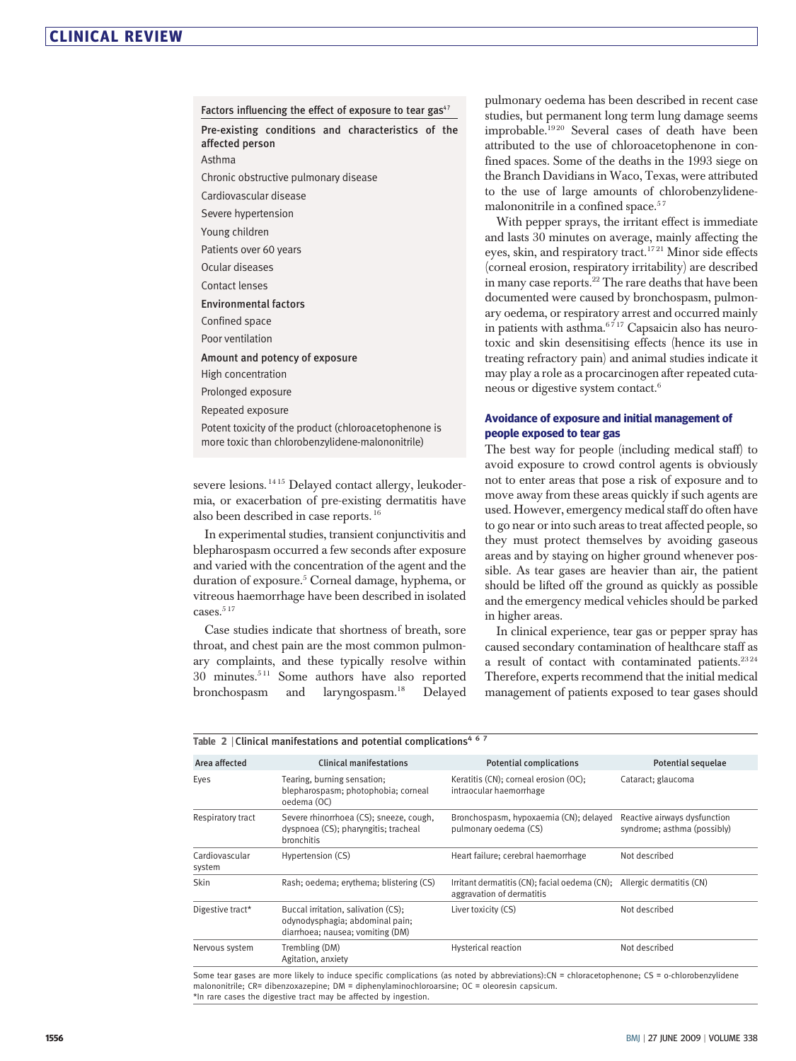**Factors influencing the effect of exposure to tear gas[4,7]**

**Pre-existing conditions and characteristics of the affected person**

Asthma

Chronic obstructive pulmonary disease

Cardiovascular disease

Severe hypertension

Young children

Patients over 60 years

Ocular diseases

Contact lenses

**Environmental factors**

Confined space

Poor ventilation

**Amount and potency of exposure**

High concentration

Prolonged exposure

Repeated exposure

Potent toxicity of the product (chloroacetophenone is more toxic than chlorobenzylidene-malononitrile)

severe lesions.[14,15] Delayed contact allergy, leukodermia, or exacerbation of pre-existing dermatitis have also been described in case reports.[16]

In experimental studies, transient conjunctivitis and blepharospasm occurred a few seconds after exposure and varied with the concentration of the agent and the duration of exposure.[5] Corneal damage, hyphema, or vitreous haemorrhage have been described in isolated cases.[5,17]

Case studies indicate that shortness of breath, sore throat, and chest pain are the most common pulmonary complaints, and these typically resolve within 30 minutes.[5,11] Some authors have also reported bronchospasm and laryngospasm.[18] Delayed pulmonary oedema has been described in recent case studies, but permanent long term lung damage seems improbable.[19,20] Several cases of death have been attributed to the use of chloroacetophenone in confined spaces. Some of the deaths in the 1993 siege on the Branch Davidians in Waco, Texas, were attributed to the use of large amounts of chlorobenzylidene-malononitrile in a confined space.[5,7]

With pepper sprays, the irritant effect is immediate and lasts 30 minutes on average, mainly affecting the eyes, skin, and respiratory tract.[17,21] Minor side effects (corneal erosion, respiratory irritability) are described in many case reports.[22] The rare deaths that have been documented were caused by bronchospasm, pulmonary oedema, or respiratory arrest and occurred mainly in patients with asthma.[6,7,17] Capsaicin also has neurotoxic and skin desensitising effects (hence its use in treating refractory pain) and animal studies indicate it may play a role as a procarcinogen after repeated cutaneous or digestive system contact.[6]

### Avoidance of exposure and initial management of people exposed to tear gas

The best way for people (including medical staff) to avoid exposure to crowd control agents is obviously not to enter areas that pose a risk of exposure and to move away from these areas quickly if such agents are used. However, emergency medical staff do often have to go near or into such areas to treat affected people, so they must protect themselves by avoiding gaseous areas and by staying on higher ground whenever possible. As tear gases are heavier than air, the patient should be lifted off the ground as quickly as possible and the emergency medical vehicles should be parked in higher areas.

In clinical experience, tear gas or pepper spray has caused secondary contamination of healthcare staff as a result of contact with contaminated patients.[23,24] Therefore, experts recommend that the initial medical management of patients exposed to tear gases should

**Table 2 | Clinical manifestations and potential complications[4,6,7]**

| Area affected | Clinical manifestations | Potential complications | Potential sequelae |
|---|---|---|---|
| Eyes | Tearing, burning sensation; blepharospasm; photophobia; corneal oedema (OC) | Keratitis (CN); corneal erosion (OC); intraocular haemorrhage | Cataract; glaucoma |
| Respiratory tract | Severe rhinorrhoea (CS); sneeze, cough, dyspnoea (CS); pharyngitis; tracheal bronchitis | Bronchospasm, hypoxaemia (CN); delayed pulmonary oedema (CS) | Reactive airways dysfunction syndrome; asthma (possibly) |
| Cardiovascular system | Hypertension (CS) | Heart failure; cerebral haemorrhage | Not described |
| Skin | Rash; oedema; erythema; blistering (CS) | Irritant dermatitis (CN); facial oedema (CN); aggravation of dermatitis | Allergic dermatitis (CN) |
| Digestive tract* | Buccal irritation, salivation (CS); odynodysphagia; abdominal pain; diarrhoea; nausea; vomiting (DM) | Liver toxicity (CS) | Not described |
| Nervous system | Trembling (DM) Agitation, anxiety | Hysterical reaction | Not described |

Some tear gases are more likely to induce specific complications (as noted by abbreviations):CN = chloracetophenone; CS = o-chlorobenzylidene malononitrile; CR= dibenzoxazepine; DM = diphenylaminochloroarsine; OC = oleoresin capsicum.
*In rare cases the digestive tract may be affected by ingestion.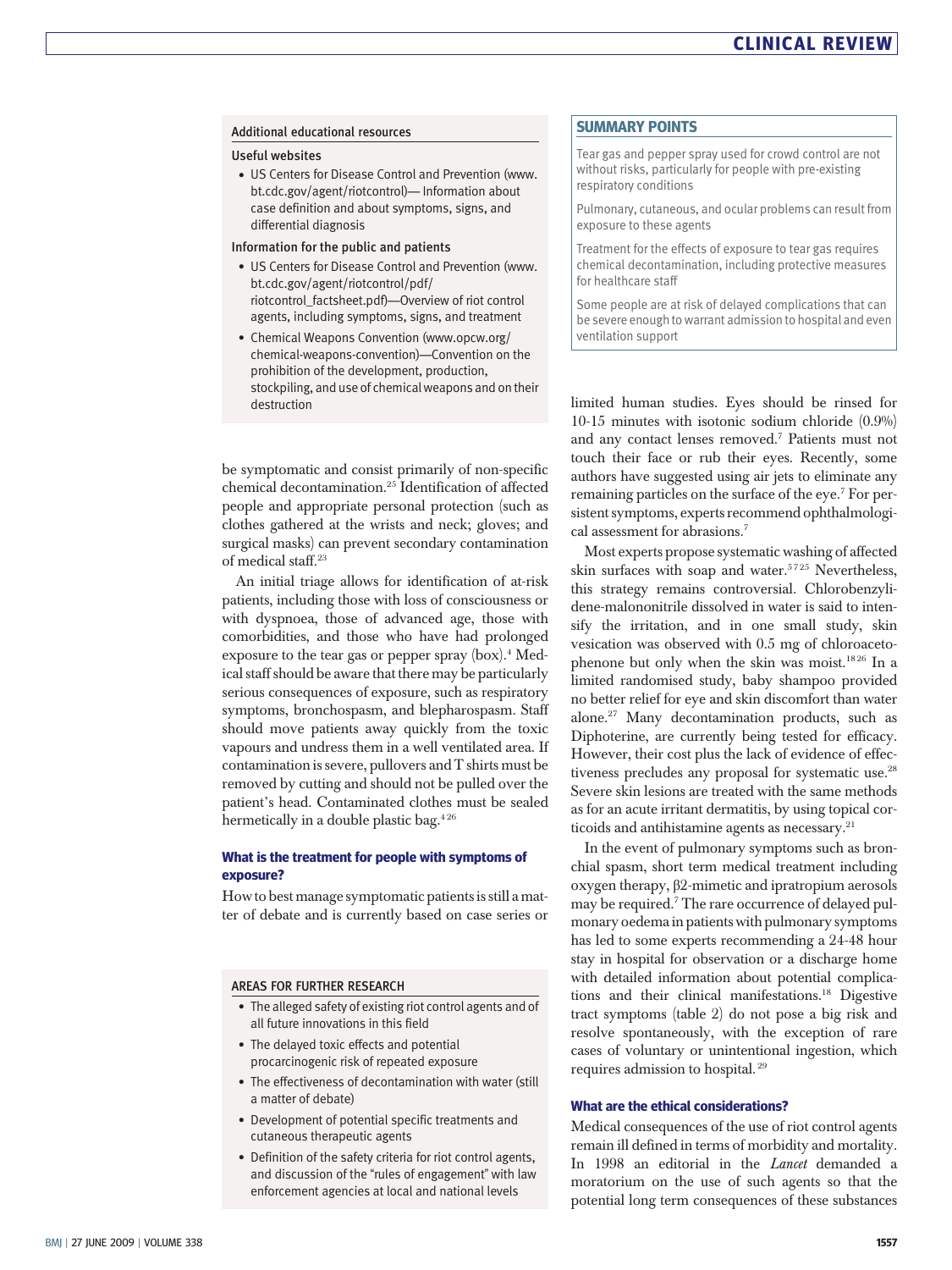## Additional educational resources

### Useful websites

- US Centers for Disease Control and Prevention (www.bt.cdc.gov/agent/riotcontrol)— Information about case definition and about symptoms, signs, and differential diagnosis

### Information for the public and patients

- US Centers for Disease Control and Prevention (www.bt.cdc.gov/agent/riotcontrol/pdf/riotcontrol_factsheet.pdf)—Overview of riot control agents, including symptoms, signs, and treatment
- Chemical Weapons Convention (www.opcw.org/chemical-weapons-convention)—Convention on the prohibition of the development, production, stockpiling, and use of chemical weapons and on their destruction

be symptomatic and consist primarily of non-specific chemical decontamination.[25] Identification of affected people and appropriate personal protection (such as clothes gathered at the wrists and neck; gloves; and surgical masks) can prevent secondary contamination of medical staff.[23]

An initial triage allows for identification of at-risk patients, including those with loss of consciousness or with dyspnoea, those of advanced age, those with comorbidities, and those who have had prolonged exposure to the tear gas or pepper spray (box).[4] Medical staff should be aware that there may be particularly serious consequences of exposure, such as respiratory symptoms, bronchospasm, and blepharospasm. Staff should move patients away quickly from the toxic vapours and undress them in a well ventilated area. If contamination is severe, pullovers and T shirts must be removed by cutting and should not be pulled over the patient's head. Contaminated clothes must be sealed hermetically in a double plastic bag.[4,26]

### What is the treatment for people with symptoms of exposure?

How to best manage symptomatic patients is still a matter of debate and is currently based on case series or limited human studies. Eyes should be rinsed for 10-15 minutes with isotonic sodium chloride (0.9%) and any contact lenses removed.[7] Patients must not touch their face or rub their eyes. Recently, some authors have suggested using air jets to eliminate any remaining particles on the surface of the eye.[7] For persistent symptoms, experts recommend ophthalmological assessment for abrasions.[7]

Most experts propose systematic washing of affected skin surfaces with soap and water.[5,7,25] Nevertheless, this strategy remains controversial. Chlorobenzylidene-malononitrile dissolved in water is said to intensify the irritation, and in one small study, skin vesication was observed with 0.5 mg of chloroacetophenone but only when the skin was moist.[18,26] In a limited randomised study, baby shampoo provided no better relief for eye and skin discomfort than water alone.[27] Many decontamination products, such as Diphoterine, are currently being tested for efficacy. However, their cost plus the lack of evidence of effectiveness precludes any proposal for systematic use.[28] Severe skin lesions are treated with the same methods as for an acute irritant dermatitis, by using topical corticoids and antihistamine agents as necessary.[21]

In the event of pulmonary symptoms such as bronchial spasm, short term medical treatment including oxygen therapy, β2-mimetic and ipratropium aerosols may be required.[7] The rare occurrence of delayed pulmonary oedema in patients with pulmonary symptoms has led to some experts recommending a 24-48 hour stay in hospital for observation or a discharge home with detailed information about potential complications and their clinical manifestations.[18] Digestive tract symptoms (table 2) do not pose a big risk and resolve spontaneously, with the exception of rare cases of voluntary or unintentional ingestion, which requires admission to hospital.[29]

### What are the ethical considerations?

Medical consequences of the use of riot control agents remain ill defined in terms of morbidity and mortality. In 1998 an editorial in the *Lancet* demanded a moratorium on the use of such agents so that the potential long term consequences of these substances

## SUMMARY POINTS

Tear gas and pepper spray used for crowd control are not without risks, particularly for people with pre-existing respiratory conditions

Pulmonary, cutaneous, and ocular problems can result from exposure to these agents

Treatment for the effects of exposure to tear gas requires chemical decontamination, including protective measures for healthcare staff

Some people are at risk of delayed complications that can be severe enough to warrant admission to hospital and even ventilation support

## AREAS FOR FURTHER RESEARCH

- The alleged safety of existing riot control agents and of all future innovations in this field
- The delayed toxic effects and potential procarcinogenic risk of repeated exposure
- The effectiveness of decontamination with water (still a matter of debate)
- Development of potential specific treatments and cutaneous therapeutic agents
- Definition of the safety criteria for riot control agents, and discussion of the "rules of engagement" with law enforcement agencies at local and national levels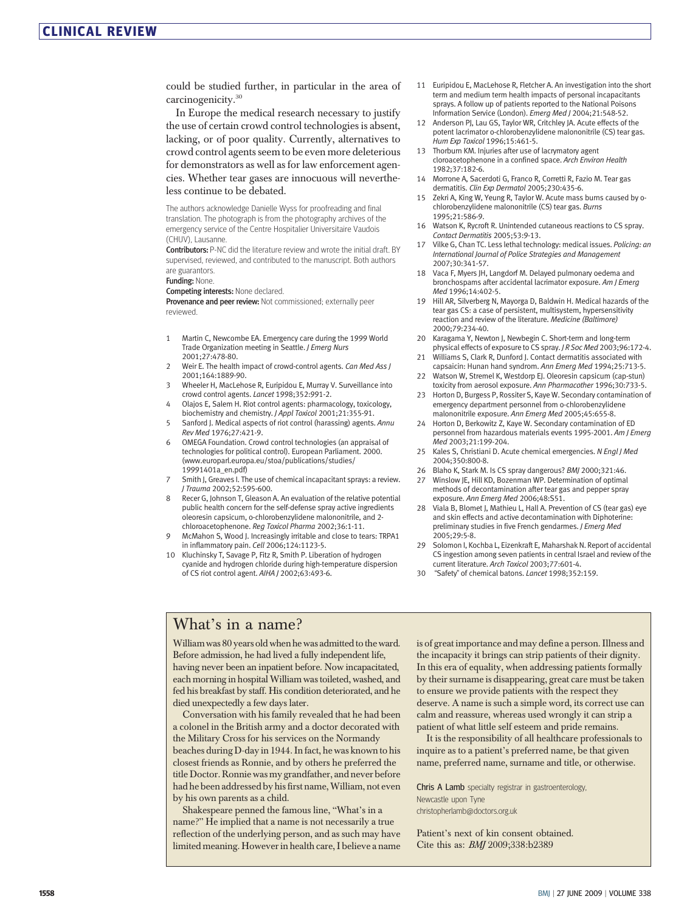could be studied further, in particular in the area of carcinogenicity.[30]

In Europe the medical research necessary to justify the use of certain crowd control technologies is absent, lacking, or of poor quality. Currently, alternatives to crowd control agents seem to be even more deleterious for demonstrators as well as for law enforcement agencies. Whether tear gases are innocuous will nevertheless continue to be debated.

The authors acknowledge Danielle Wyss for proofreading and final translation. The photograph is from the photography archives of the emergency service of the Centre Hospitalier Universitaire Vaudois (CHUV), Lausanne.

**Contributors:** P-NC did the literature review and wrote the initial draft. BY supervised, reviewed, and contributed to the manuscript. Both authors are guarantors.

**Funding:** None.

**Competing interests:** None declared.

**Provenance and peer review:** Not commissioned; externally peer reviewed.

1. Martin C, Newcombe EA. Emergency care during the 1999 World Trade Organization meeting in Seattle. *J Emerg Nurs* 2001;27:478-80.
2. Weir E. The health impact of crowd-control agents. *Can Med Ass J* 2001;164:1889-90.
3. Wheeler H, MacLehose R, Euripidou E, Murray V. Surveillance into crowd control agents. *Lancet* 1998;352:991-2.
4. Olajos E, Salem H. Riot control agents: pharmacology, toxicology, biochemistry and chemistry. *J Appl Toxicol* 2001;21:355-91.
5. Sanford J. Medical aspects of riot control (harassing) agents. *Annu Rev Med* 1976;27:421-9.
6. OMEGA Foundation. Crowd control technologies (an appraisal of technologies for political control). European Parliament. 2000. (www.europarl.europa.eu/stoa/publications/studies/19991401a_en.pdf)
7. Smith J, Greaves I. The use of chemical incapacitant sprays: a review. *J Trauma* 2002;52:595-600.
8. Recer G, Johnson T, Gleason A. An evaluation of the relative potential public health concern for the self-defense spray active ingredients oleoresin capsicum, o-chlorobenzylidene malononitrile, and 2-chloroacetophenone. *Reg Toxicol Pharma* 2002;36:1-11.
9. McMahon S, Wood J. Increasingly irritable and close to tears: TRPA1 in inflammatory pain. *Cell* 2006;124:1123-5.
10. Kluchinsky T, Savage P, Fitz R, Smith P. Liberation of hydrogen cyanide and hydrogen chloride during high-temperature dispersion of CS riot control agent. *AIHA J* 2002;63:493-6.
11. Euripidou E, MacLehose R, Fletcher A. An investigation into the short term and medium term health impacts of personal incapacitants sprays. A follow up of patients reported to the National Poisons Information Service (London). *Emerg Med J* 2004;21:548-52.
12. Anderson PJ, Lau GS, Taylor WR, Critchley JA. Acute effects of the potent lacrimator o-chlorobenzylidene malononitrile (CS) tear gas. *Hum Exp Toxicol* 1996;15:461-5.
13. Thorburn KM. Injuries after use of lacrymatory agent cloroacetophenone in a confined space. *Arch Environ Health* 1982;37:182-6.
14. Morrone A, Sacerdoti G, Franco R, Corretti R, Fazio M. Tear gas dermatitis. *Clin Exp Dermatol* 2005;230:435-6.
15. Zekri A, King W, Yeung R, Taylor W. Acute mass burns caused by o-chlorobenzylidene malononitrile (CS) tear gas. *Burns* 1995;21:586-9.
16. Watson K, Rycroft R. Unintended cutaneous reactions to CS spray. *Contact Dermatitis* 2005;53:9-13.
17. Vilke G, Chan TC. Less lethal technology: medical issues. *Policing: an International Journal of Police Strategies and Management* 2007;30:341-57.
18. Vaca F, Myers JH, Langdorf M. Delayed pulmonary oedema and bronchospams after accidental lacrimator exposure. *Am J Emerg Med* 1996;14:402-5.
19. Hill AR, Silverberg N, Mayorga D, Baldwin H. Medical hazards of the tear gas CS: a case of persistent, multisystem, hypersensitivity reaction and review of the literature. *Medicine (Baltimore)* 2000;79:234-40.
20. Karagama Y, Newton J, Newbegin C. Short-term and long-term physical effects of exposure to CS spray. *J R Soc Med* 2003;96:172-4.
21. Williams S, Clark R, Dunford J. Contact dermatitis associated with capsaicin: Hunan hand syndrom. *Ann Emerg Med* 1994;25:713-5.
22. Watson W, Stremel K, Westdorp EJ. Oleoresin capsicum (cap-stun) toxicity from aerosol exposure. *Ann Pharmacother* 1996;30:733-5.
23. Horton D, Burgess P, Rossiter S, Kaye W. Secondary contamination of emergency department personnel from o-chlorobenzylidene malononitrile exposure. *Ann Emerg Med* 2005;45:655-8.
24. Horton D, Berkowitz Z, Kaye W. Secondary contamination of ED personnel from hazardous materials events 1995-2001. *Am J Emerg Med* 2003;21:199-204.
25. Kales S, Christiani D. Acute chemical emergencies. *N Engl J Med* 2004;350:800-8.
26. Blaho K, Stark M. Is CS spray dangerous? *BMJ* 2000;321:46.
27. Winslow JE, Hill KD, Bozenman WP. Determination of optimal methods of decontamination after tear gas and pepper spray exposure. *Ann Emerg Med* 2006;48:S51.
28. Viala B, Blomet J, Mathieu L, Hall A. Prevention of CS (tear gas) eye and skin effects and active decontamination with Diphoterine: preliminary studies in five French gendarmes. *J Emerg Med* 2005;29:5-8.
29. Solomon I, Kochba L, Eizenkraft E, Maharshak N. Report of accidental CS ingestion among seven patients in central Israel and review of the current literature. *Arch Toxicol* 2003;77:601-4.
30. "Safety" of chemical batons. *Lancet* 1998;352:159.

## What's in a name?

William was 80 years old when he was admitted to the ward. Before admission, he had lived a fully independent life, having never been an inpatient before. Now incapacitated, each morning in hospital William was toileted, washed, and fed his breakfast by staff. His condition deteriorated, and he died unexpectedly a few days later.

Conversation with his family revealed that he had been a colonel in the British army and a doctor decorated with the Military Cross for his services on the Normandy beaches during D-day in 1944. In fact, he was known to his closest friends as Ronnie, and by others he preferred the title Doctor. Ronnie was my grandfather, and never before had he been addressed by his first name, William, not even by his own parents as a child.

Shakespeare penned the famous line, "What's in a name?" He implied that a name is not necessarily a true reflection of the underlying person, and as such may have limited meaning. However in health care, I believe a name is of great importance and may define a person. Illness and the incapacity it brings can strip patients of their dignity. In this era of equality, when addressing patients formally by their surname is disappearing, great care must be taken to ensure we provide patients with the respect they deserve. A name is such a simple word, its correct use can calm and reassure, whereas used wrongly it can strip a patient of what little self esteem and pride remains.

It is the responsibility of all healthcare professionals to inquire as to a patient's preferred name, be that given name, preferred name, surname and title, or otherwise.

**Chris A Lamb** specialty registrar in gastroenterology, Newcastle upon Tyne
christopherlamb@doctors.org.uk

Patient's next of kin consent obtained.
Cite this as: *BMJ* 2009;338:b2389